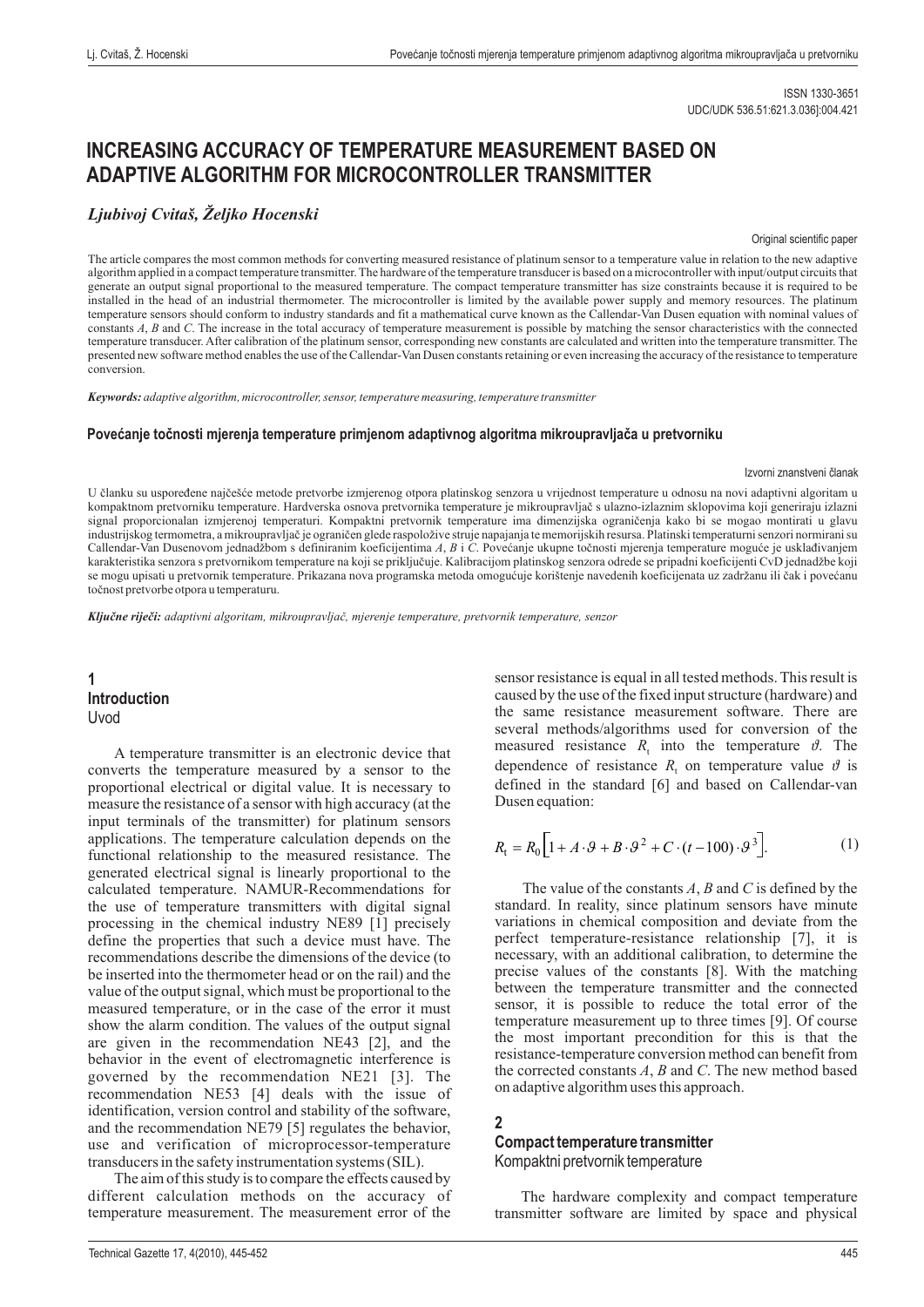ISSN 1330-3651
UDC/UDK 536.51:621.3.036]:004.421

# INCREASING ACCURACY OF TEMPERATURE MEASUREMENT BASED ON ADAPTIVE ALGORITHM FOR MICROCONTROLLER TRANSMITTER

***Ljubivoj Cvitaš, Željko Hocenski***

Original scientific paper

The article compares the most common methods for converting measured resistance of platinum sensor to a temperature value in relation to the new adaptive algorithm applied in a compact temperature transmitter. The hardware of the temperature transducer is based on a microcontroller with input/output circuits that generate an output signal proportional to the measured temperature. The compact temperature transmitter has size constraints because it is required to be installed in the head of an industrial thermometer. The microcontroller is limited by the available power supply and memory resources. The platinum temperature sensors should conform to industry standards and fit a mathematical curve known as the Callendar-Van Dusen equation with nominal values of constants *A*, *B* and *C*. The increase in the total accuracy of temperature measurement is possible by matching the sensor characteristics with the connected temperature transducer. After calibration of the platinum sensor, corresponding new constants are calculated and written into the temperature transmitter. The presented new software method enables the use of the Callendar-Van Dusen constants retaining or even increasing the accuracy of the resistance to temperature conversion.

***Keywords:*** *adaptive algorithm, microcontroller, sensor, temperature measuring, temperature transmitter*

**Povećanje točnosti mjerenja temperature primjenom adaptivnog algoritma mikroupravljača u pretvorniku**

Izvorni znanstveni članak

U članku su uspoređene najčešće metode pretvorbe izmjerenog otpora platinskog senzora u vrijednost temperature u odnosu na novi adaptivni algoritam u kompaktnom pretvorniku temperature. Hardverska osnova pretvornika temperature je mikroupravljač s ulazno-izlaznim sklopovima koji generiraju izlazni signal proporcionalan izmjerenoj temperaturi. Kompaktni pretvornik temperature ima dimenzijska ograničenja kako bi se mogao montirati u glavu industrijskog termometra, a mikroupravljač je ograničen glede raspoložive struje napajanja te memorijskih resursa. Platinski temperaturni senzori normirani su Callendar-Van Dusenovom jednadžbom s definiranim koeficijentima *A*, *B* i *C*. Povećanje ukupne točnosti mjerenja temperature moguće je usklađivanjem karakteristika senzora s pretvornikom temperature na koji se priključuje. Kalibracijom platinskog senzora odrede se pripadni koeficijenti CvD jednadžbe koji se mogu upisati u pretvornik temperature. Prikazana nova programska metoda omogućuje korištenje navedenih koeficijenata uz zadržanu ili čak i povećanu točnost pretvorbe otpora u temperaturu.

***Ključne riječi:*** *adaptivni algoritam, mikroupravljač, mjerenje temperature, pretvornik temperature, senzor*

## 1 Introduction
Uvod

A temperature transmitter is an electronic device that converts the temperature measured by a sensor to the proportional electrical or digital value. It is necessary to measure the resistance of a sensor with high accuracy (at the input terminals of the transmitter) for platinum sensors applications. The temperature calculation depends on the functional relationship to the measured resistance. The generated electrical signal is linearly proportional to the calculated temperature. NAMUR-Recommendations for the use of temperature transmitters with digital signal processing in the chemical industry NE89 [1] precisely define the properties that such a device must have. The recommendations describe the dimensions of the device (to be inserted into the thermometer head or on the rail) and the value of the output signal, which must be proportional to the measured temperature, or in the case of the error it must show the alarm condition. The values of the output signal are given in the recommendation NE43 [2], and the behavior in the event of electromagnetic interference is governed by the recommendation NE21 [3]. The recommendation NE53 [4] deals with the issue of identification, version control and stability of the software, and the recommendation NE79 [5] regulates the behavior, use and verification of microprocessor-temperature transducers in the safety instrumentation systems (SIL).

The aim of this study is to compare the effects caused by different calculation methods on the accuracy of temperature measurement. The measurement error of the sensor resistance is equal in all tested methods. This result is caused by the use of the fixed input structure (hardware) and the same resistance measurement software. There are several methods/algorithms used for conversion of the measured resistance $R_t$ into the temperature $\vartheta$. The dependence of resistance $R_t$ on temperature value $\vartheta$ is defined in the standard [6] and based on Callendar-van Dusen equation:

$$R_t = R_0 \left[ 1 + A \cdot \vartheta + B \cdot \vartheta^2 + C \cdot (t - 100) \cdot \vartheta^3 \right]. \tag{1}$$

The value of the constants *A*, *B* and *C* is defined by the standard. In reality, since platinum sensors have minute variations in chemical composition and deviate from the perfect temperature-resistance relationship [7], it is necessary, with an additional calibration, to determine the precise values of the constants [8]. With the matching between the temperature transmitter and the connected sensor, it is possible to reduce the total error of the temperature measurement up to three times [9]. Of course the most important precondition for this is that the resistance-temperature conversion method can benefit from the corrected constants *A*, *B* and *C*. The new method based on adaptive algorithm uses this approach.

## 2 Compact temperature transmitter
Kompaktni pretvornik temperature

The hardware complexity and compact temperature transmitter software are limited by space and physical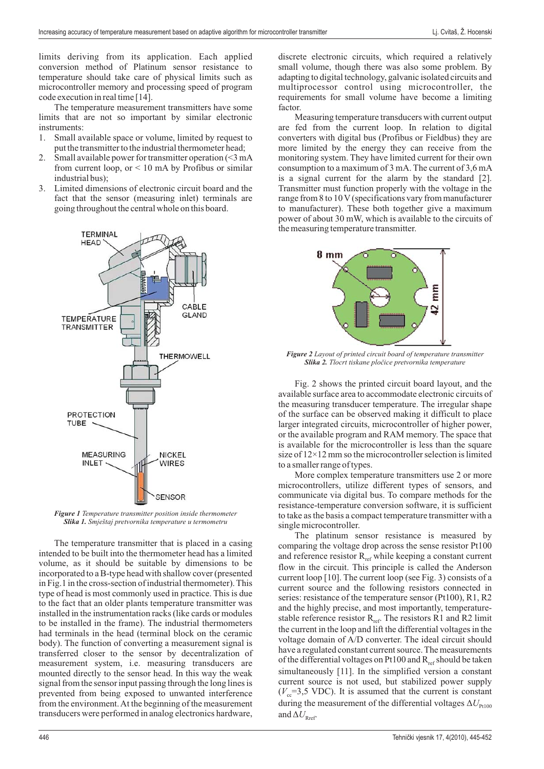limits deriving from its application. Each applied conversion method of Platinum sensor resistance to temperature should take care of physical limits such as microcontroller memory and processing speed of program code execution in real time [14].

The temperature measurement transmitters have some limits that are not so important by similar electronic instruments:

1. Small available space or volume, limited by request to put the transmitter to the industrial thermometer head;
2. Small available power for transmitter operation (<3 mA from current loop, or < 10 mA by Profibus or similar industrial bus);
3. Limited dimensions of electronic circuit board and the fact that the sensor (measuring inlet) terminals are going throughout the central whole on this board.

***Figure 1*** *Temperature transmitter position inside thermometer*
***Slika 1.*** *Smještaj pretvornika temperature u termometru*

The temperature transmitter that is placed in a casing intended to be built into the thermometer head has a limited volume, as it should be suitable by dimensions to be incorporated to a B-type head with shallow cover (presented in Fig.1 in the cross-section of industrial thermometer). This type of head is most commonly used in practice. This is due to the fact that an older plants temperature transmitter was installed in the instrumentation racks (like cards or modules to be installed in the frame). The industrial thermometers had terminals in the head (terminal block on the ceramic body). The function of converting a measurement signal is transferred closer to the sensor by decentralization of measurement system, i.e. measuring transducers are mounted directly to the sensor head. In this way the weak signal from the sensor input passing through the long lines is prevented from being exposed to unwanted interference from the environment. At the beginning of the measurement transducers were performed in analog electronics hardware, discrete electronic circuits, which required a relatively small volume, though there was also some problem. By adapting to digital technology, galvanic isolated circuits and multiprocessor control using microcontroller, the requirements for small volume have become a limiting factor.

Measuring temperature transducers with current output are fed from the current loop. In relation to digital converters with digital bus (Profibus or Fieldbus) they are more limited by the energy they can receive from the monitoring system. They have limited current for their own consumption to a maximum of 3 mA. The current of 3,6 mA is a signal current for the alarm by the standard [2]. Transmitter must function properly with the voltage in the range from 8 to 10 V (specifications vary from manufacturer to manufacturer). These both together give a maximum power of about 30 mW, which is available to the circuits of the measuring temperature transmitter.

***Figure 2*** *Layout of printed circuit board of temperature transmitter*
***Slika 2.*** *Tlocrt tiskane pločice pretvornika temperature*

Fig. 2 shows the printed circuit board layout, and the available surface area to accommodate electronic circuits of the measuring transducer temperature. The irregular shape of the surface can be observed making it difficult to place larger integrated circuits, microcontroller of higher power, or the available program and RAM memory. The space that is available for the microcontroller is less than the square size of 12×12 mm so the microcontroller selection is limited to a smaller range of types.

More complex temperature transmitters use 2 or more microcontrollers, utilize different types of sensors, and communicate via digital bus. To compare methods for the resistance-temperature conversion software, it is sufficient to take as the basis a compact temperature transmitter with a single microcontroller.

The platinum sensor resistance is measured by comparing the voltage drop across the sense resistor Pt100 and reference resistor $R_{ref}$ while keeping a constant current flow in the circuit. This principle is called the Anderson current loop [10]. The current loop (see Fig. 3) consists of a current source and the following resistors connected in series: resistance of the temperature sensor (Pt100), R1, R2 and the highly precise, and most importantly, temperature-stable reference resistor $R_{ref}$. The resistors R1 and R2 limit the current in the loop and lift the differential voltages in the voltage domain of A/D converter. The ideal circuit should have a regulated constant current source. The measurements of the differential voltages on Pt100 and $R_{ref}$ should be taken simultaneously [11]. In the simplified version a constant current source is not used, but stabilized power supply ($V_{cc}$=3,5 VDC). It is assumed that the current is constant during the measurement of the differential voltages $\Delta U_{Pt100}$ and $\Delta U_{Rref}$.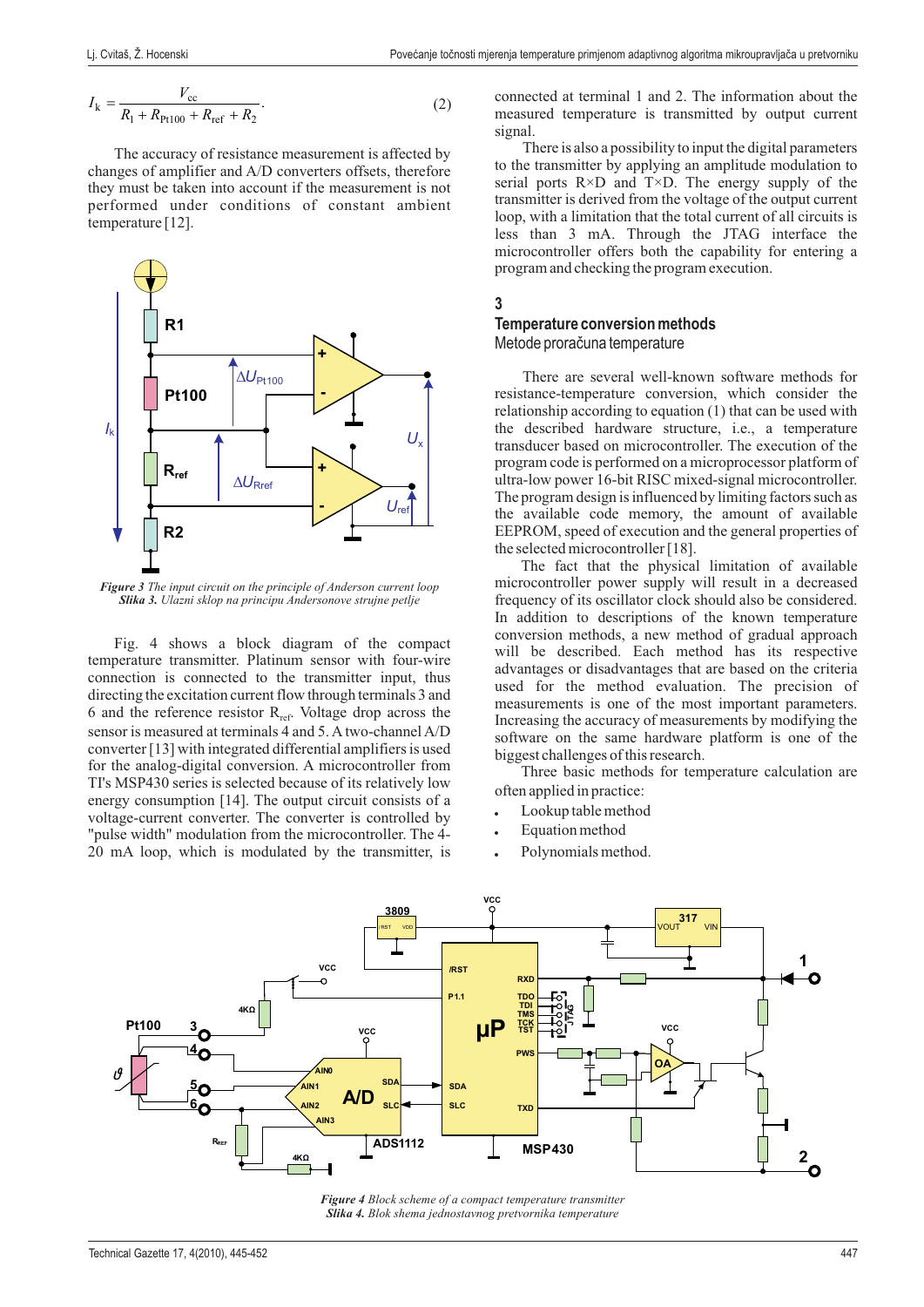$$I_k = \frac{V_{cc}}{R_1 + R_{Pt100} + R_{ref} + R_2}. \tag{2}$$

The accuracy of resistance measurement is affected by changes of amplifier and A/D converters offsets, therefore they must be taken into account if the measurement is not performed under conditions of constant ambient temperature [12].

*Figure 3 The input circuit on the principle of Anderson current loop*
*Slika 3. Ulazni sklop na principu Andersonove strujne petlje*

Fig. 4 shows a block diagram of the compact temperature transmitter. Platinum sensor with four-wire connection is connected to the transmitter input, thus directing the excitation current flow through terminals 3 and 6 and the reference resistor $R_{ref}$. Voltage drop across the sensor is measured at terminals 4 and 5. A two-channel A/D converter [13] with integrated differential amplifiers is used for the analog-digital conversion. A microcontroller from TI's MSP430 series is selected because of its relatively low energy consumption [14]. The output circuit consists of a voltage-current converter. The converter is controlled by "pulse width" modulation from the microcontroller. The 4-20 mA loop, which is modulated by the transmitter, is connected at terminal 1 and 2. The information about the measured temperature is transmitted by output current signal.

There is also a possibility to input the digital parameters to the transmitter by applying an amplitude modulation to serial ports R×D and T×D. The energy supply of the transmitter is derived from the voltage of the output current loop, with a limitation that the total current of all circuits is less than 3 mA. Through the JTAG interface the microcontroller offers both the capability for entering a program and checking the program execution.

## 3 Temperature conversion methods
### Metode proračuna temperature

There are several well-known software methods for resistance-temperature conversion, which consider the relationship according to equation (1) that can be used with the described hardware structure, i.e., a temperature transducer based on microcontroller. The execution of the program code is performed on a microprocessor platform of ultra-low power 16-bit RISC mixed-signal microcontroller. The program design is influenced by limiting factors such as the available code memory, the amount of available EEPROM, speed of execution and the general properties of the selected microcontroller [18].

The fact that the physical limitation of available microcontroller power supply will result in a decreased frequency of its oscillator clock should also be considered. In addition to descriptions of the known temperature conversion methods, a new method of gradual approach will be described. Each method has its respective advantages or disadvantages that are based on the criteria used for the method evaluation. The precision of measurements is one of the most important parameters. Increasing the accuracy of measurements by modifying the software on the same hardware platform is one of the biggest challenges of this research.

Three basic methods for temperature calculation are often applied in practice:

- Lookup table method
- Equation method
- Polynomials method.

*Figure 4 Block scheme of a compact temperature transmitter*
*Slika 4. Blok shema jednostavnog pretvornika temperature*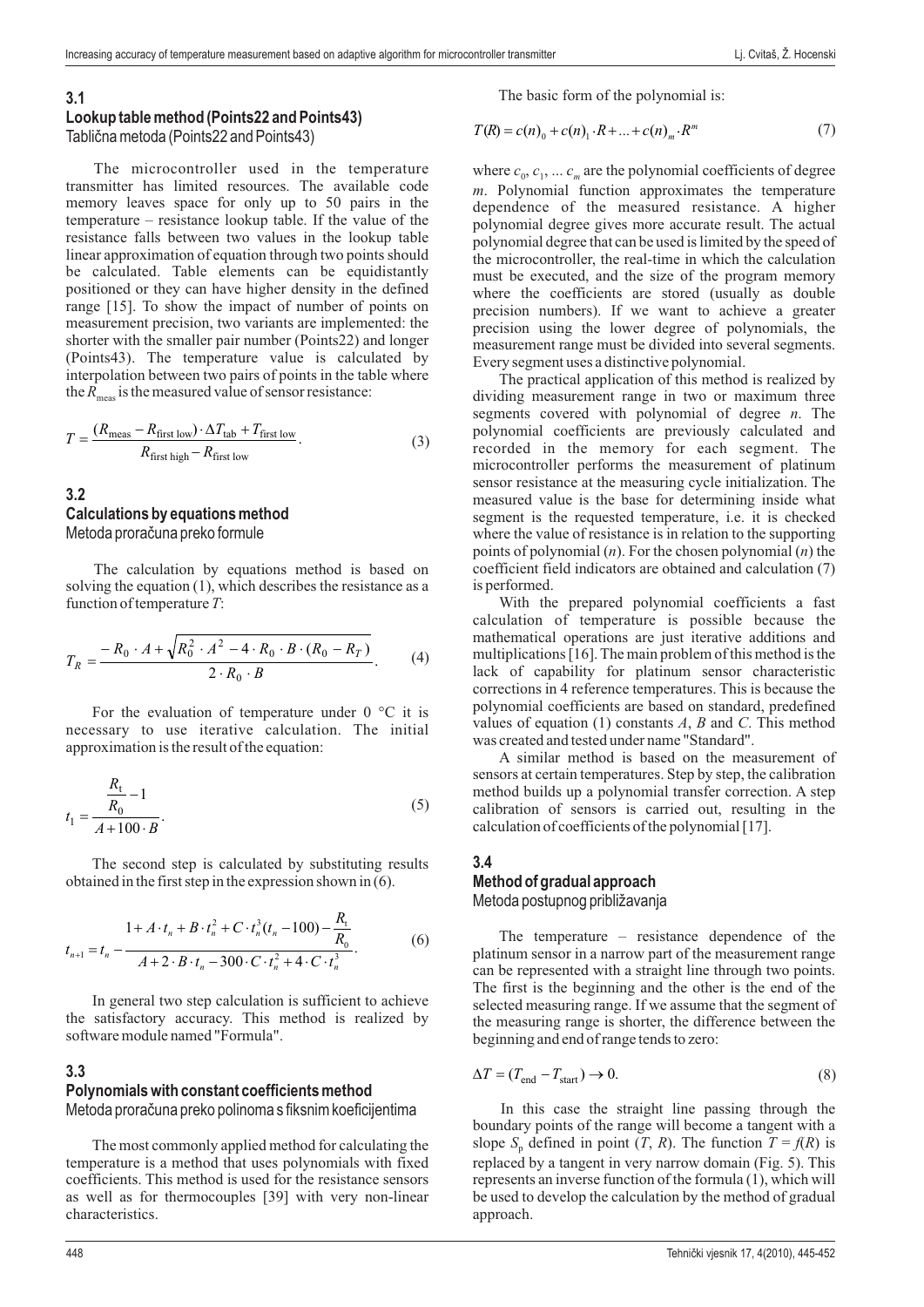### 3.1
### Lookup table method (Points22 and Points43)
Tablična metoda (Points22 and Points43)

The microcontroller used in the temperature transmitter has limited resources. The available code memory leaves space for only up to 50 pairs in the temperature – resistance lookup table. If the value of the resistance falls between two values in the lookup table linear approximation of equation through two points should be calculated. Table elements can be equidistantly positioned or they can have higher density in the defined range [15]. To show the impact of number of points on measurement precision, two variants are implemented: the shorter with the smaller pair number (Points22) and longer (Points43). The temperature value is calculated by interpolation between two pairs of points in the table where the $R_{\text{meas}}$ is the measured value of sensor resistance:

$$T = \frac{(R_{\text{meas}} - R_{\text{first low}}) \cdot \Delta T_{\text{tab}} + T_{\text{first low}}}{R_{\text{first high}} - R_{\text{first low}}}. \tag{3}$$

### 3.2
### Calculations by equations method
Metoda proračuna preko formule

The calculation by equations method is based on solving the equation (1), which describes the resistance as a function of temperature $T$:

$$T_R = \frac{-R_0 \cdot A + \sqrt{R_0^2 \cdot A^2 - 4 \cdot R_0 \cdot B \cdot (R_0 - R_T)}}{2 \cdot R_0 \cdot B}. \tag{4}$$

For the evaluation of temperature under 0 °C it is necessary to use iterative calculation. The initial approximation is the result of the equation:

$$t_1 = \frac{\dfrac{R_t}{R_0} - 1}{A + 100 \cdot B}. \tag{5}$$

The second step is calculated by substituting results obtained in the first step in the expression shown in (6).

$$t_{n+1} = t_n - \frac{1 + A \cdot t_n + B \cdot t_n^2 + C \cdot t_n^3 (t_n - 100) - \dfrac{R_t}{R_0}}{A + 2 \cdot B \cdot t_n - 300 \cdot C \cdot t_n^2 + 4 \cdot C \cdot t_n^3}. \tag{6}$$

In general two step calculation is sufficient to achieve the satisfactory accuracy. This method is realized by software module named "Formula".

### 3.3
### Polynomials with constant coefficients method
Metoda proračuna preko polinoma s fiksnim koeficijentima

The most commonly applied method for calculating the temperature is a method that uses polynomials with fixed coefficients. This method is used for the resistance sensors as well as for thermocouples [39] with very non-linear characteristics.

The basic form of the polynomial is:

$$T(R) = c(n)_0 + c(n)_1 \cdot R + \ldots + c(n)_m \cdot R^m \tag{7}$$

where $c_0, c_1, \ldots c_m$ are the polynomial coefficients of degree $m$. Polynomial function approximates the temperature dependence of the measured resistance. A higher polynomial degree gives more accurate result. The actual polynomial degree that can be used is limited by the speed of the microcontroller, the real-time in which the calculation must be executed, and the size of the program memory where the coefficients are stored (usually as double precision numbers). If we want to achieve a greater precision using the lower degree of polynomials, the measurement range must be divided into several segments. Every segment uses a distinctive polynomial.

The practical application of this method is realized by dividing measurement range in two or maximum three segments covered with polynomial of degree $n$. The polynomial coefficients are previously calculated and recorded in the memory for each segment. The microcontroller performs the measurement of platinum sensor resistance at the measuring cycle initialization. The measured value is the base for determining inside what segment is the requested temperature, i.e. it is checked where the value of resistance is in relation to the supporting points of polynomial ($n$). For the chosen polynomial ($n$) the coefficient field indicators are obtained and calculation (7) is performed.

With the prepared polynomial coefficients a fast calculation of temperature is possible because the mathematical operations are just iterative additions and multiplications [16]. The main problem of this method is the lack of capability for platinum sensor characteristic corrections in 4 reference temperatures. This is because the polynomial coefficients are based on standard, predefined values of equation (1) constants $A$, $B$ and $C$. This method was created and tested under name "Standard".

A similar method is based on the measurement of sensors at certain temperatures. Step by step, the calibration method builds up a polynomial transfer correction. A step calibration of sensors is carried out, resulting in the calculation of coefficients of the polynomial [17].

### 3.4
### Method of gradual approach
Metoda postupnog približavanja

The temperature – resistance dependence of the platinum sensor in a narrow part of the measurement range can be represented with a straight line through two points. The first is the beginning and the other is the end of the selected measuring range. If we assume that the segment of the measuring range is shorter, the difference between the beginning and end of range tends to zero:

$$\Delta T = (T_{\text{end}} - T_{\text{start}}) \to 0. \tag{8}$$

In this case the straight line passing through the boundary points of the range will become a tangent with a slope $S_p$ defined in point ($T$, $R$). The function $T = f(R)$ is replaced by a tangent in very narrow domain (Fig. 5). This represents an inverse function of the formula (1), which will be used to develop the calculation by the method of gradual approach.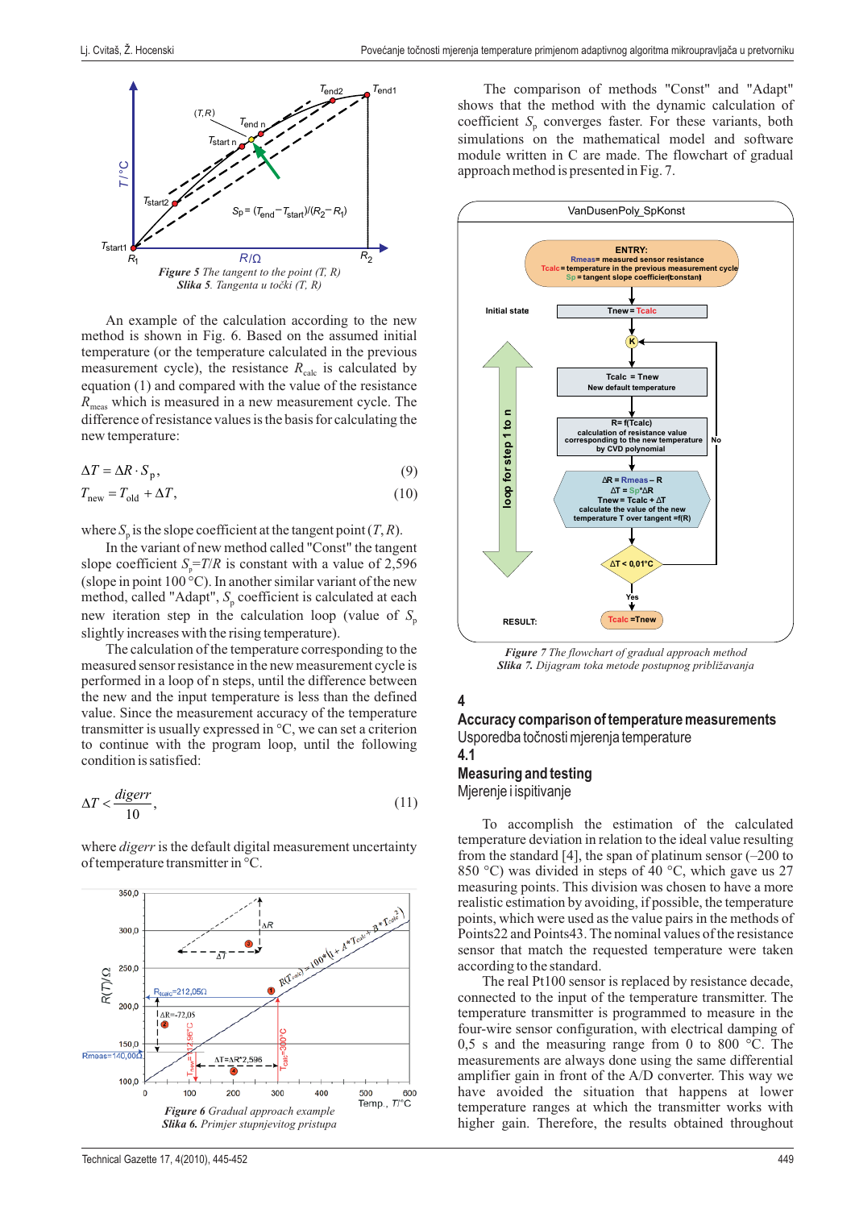*Figure 5 The tangent to the point (T, R)*
*Slika 5. Tangenta u točki (T, R)*

An example of the calculation according to the new method is shown in Fig. 6. Based on the assumed initial temperature (or the temperature calculated in the previous measurement cycle), the resistance $R_{calc}$ is calculated by equation (1) and compared with the resistance $R_{meas}$ which is measured in a new measurement cycle. The difference of resistance values is the basis for calculating the new temperature:

$$\Delta T = \Delta R \cdot S_p, \tag{9}$$

$$T_{new} = T_{old} + \Delta T, \tag{10}$$

where $S_p$ is the slope coefficient at the tangent point $(T, R)$.

In the variant of new method called "Const" the tangent slope coefficient $S_p = T/R$ is constant with a value of 2,596 (slope in point 100 °C). In another similar variant of the new method, called "Adapt", $S_p$ coefficient is calculated at each new iteration step in the calculation loop (value of $S_p$ slightly increases with the rising temperature).

The calculation of the temperature corresponding to the measured sensor resistance in the new measurement cycle is performed in a loop of n steps, until the difference between the new and the input temperature is less than the defined value. Since the measurement accuracy of the temperature transmitter is usually expressed in °C, we can set a criterion to continue with the program loop, until the following condition is satisfied:

$$\Delta T < \frac{digerr}{10}, \tag{11}$$

where *digerr* is the default digital measurement uncertainty of temperature transmitter in °C.

*Figure 6 Gradual approach example*
*Slika 6. Primjer stupnjevitog pristupa*

The comparison of methods "Const" and "Adapt" shows that the method with the dynamic calculation of coefficient $S_p$ converges faster. For these variants, both simulations on the mathematical model and software module written in C are made. The flowchart of gradual approach method is presented in Fig. 7.

*Figure 7 The flowchart of gradual approach method*
*Slika 7. Dijagram toka metode postupnog približavanja*

## 4 Accuracy comparison of temperature measurements
## Usporedba točnosti mjerenja temperature

### 4.1 Measuring and testing
### Mjerenje i ispitivanje

To accomplish the estimation of the calculated temperature deviation in relation to the ideal value resulting from the standard [4], the span of platinum sensor (–200 to 850 °C) was divided in steps of 40 °C, which gave us 27 measuring points. This division was chosen to have a more realistic estimation by avoiding, if possible, the temperature points, which were used as the value pairs in the methods of Points22 and Points43. The nominal values of the resistance sensor that match the requested temperature were taken according to the standard.

The real Pt100 sensor is replaced by resistance decade, connected to the input of the temperature transmitter. The temperature transmitter is programmed to measure in the four-wire sensor configuration, with electrical damping of 0,5 s and the measuring range from 0 to 800 °C. The measurements are always done using the same differential amplifier gain in front of the A/D converter. This way we have avoided the situation that happens at lower temperature ranges at which the transmitter works with higher gain. Therefore, the results obtained throughout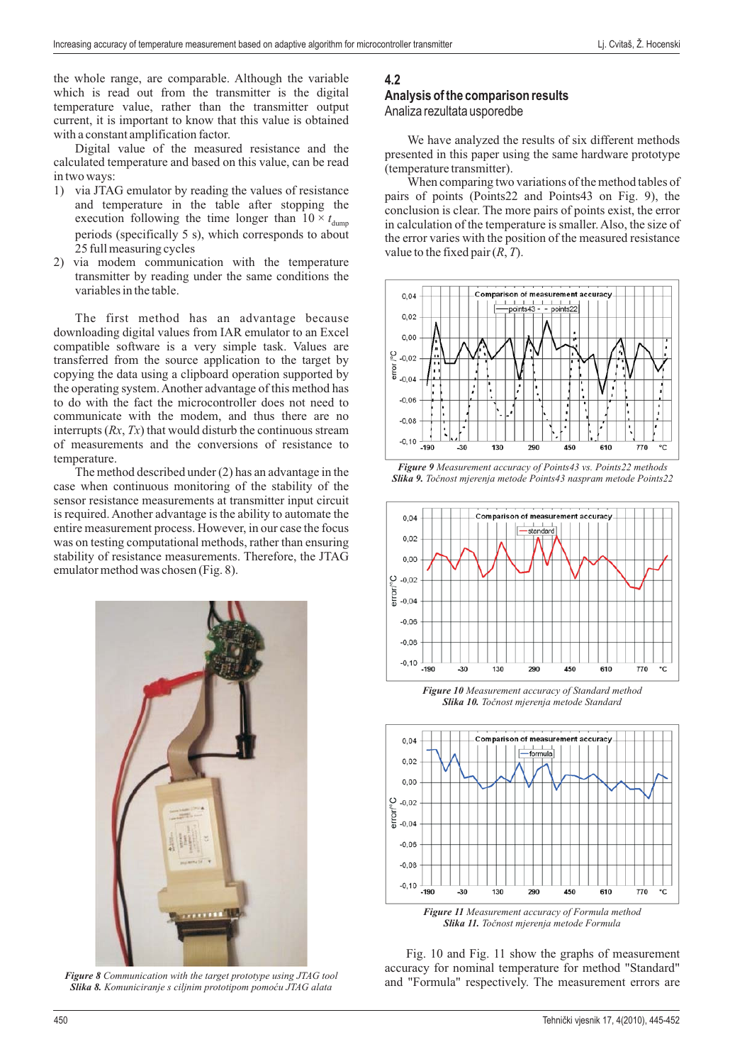the whole range, are comparable. Although the variable which is read out from the transmitter is the digital temperature value, rather than the transmitter output current, it is important to know that this value is obtained with a constant amplification factor.

Digital value of the measured resistance and the calculated temperature and based on this value, can be read in two ways:

1) via JTAG emulator by reading the values of resistance and temperature in the table after stopping the execution following the time longer than $10 \times t_{dump}$ periods (specifically 5 s), which corresponds to about 25 full measuring cycles
2) via modem communication with the temperature transmitter by reading under the same conditions the variables in the table.

The first method has an advantage because downloading digital values from IAR emulator to an Excel compatible software is a very simple task. Values are transferred from the source application to the target by copying the data using a clipboard operation supported by the operating system. Another advantage of this method has to do with the fact the microcontroller does not need to communicate with the modem, and thus there are no interrupts (*Rx*, *Tx*) that would disturb the continuous stream of measurements and the conversions of resistance to temperature.

The method described under (2) has an advantage in the case when continuous monitoring of the stability of the sensor resistance measurements at transmitter input circuit is required. Another advantage is the ability to automate the entire measurement process. However, in our case the focus was on testing computational methods, rather than ensuring stability of resistance measurements. Therefore, the JTAG emulator method was chosen (Fig. 8).

***Figure 8*** *Communication with the target prototype using JTAG tool*
***Slika 8.*** *Komuniciranje s ciljnim prototipom pomoću JTAG alata*

## 4.2 Analysis of the comparison results
Analiza rezultata usporedbe

We have analyzed the results of six different methods presented in this paper using the same hardware prototype (temperature transmitter).

When comparing two variations of the method tables of pairs of points (Points22 and Points43 on Fig. 9), the conclusion is clear. The more pairs of points exist, the error in calculation of the temperature is smaller. Also, the size of the error varies with the position of the measured resistance value to the fixed pair (*R*, *T*).

***Figure 9*** *Measurement accuracy of Points43 vs. Points22 methods*
***Slika 9.*** *Točnost mjerenja metode Points43 naspram metode Points22*

***Figure 10*** *Measurement accuracy of Standard method*
***Slika 10.*** *Točnost mjerenja metode Standard*

***Figure 11*** *Measurement accuracy of Formula method*
***Slika 11.*** *Točnost mjerenja metode Formula*

Fig. 10 and Fig. 11 show the graphs of measurement accuracy for nominal temperature for method "Standard" and "Formula" respectively. The measurement errors are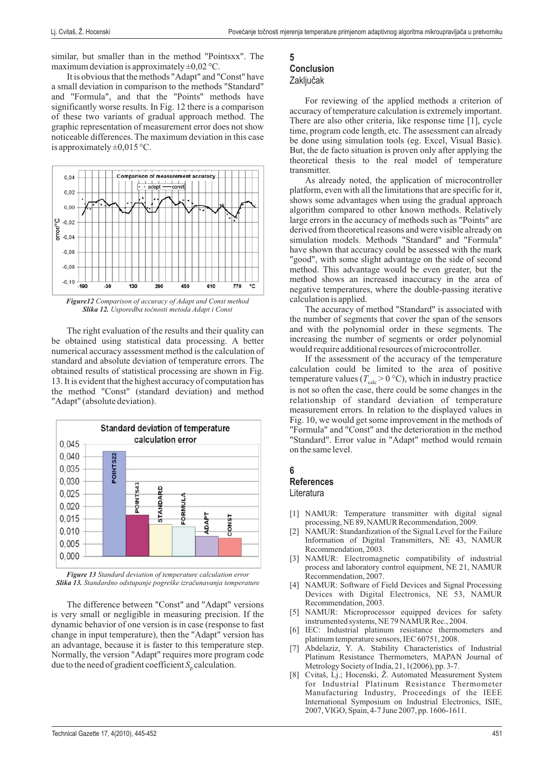similar, but smaller than in the method "Pointsxx". The maximum deviation is approximately ±0,02 °C.

It is obvious that the methods "Adapt" and "Const" have a small deviation in comparison to the methods "Standard" and "Formula", and that the "Points" methods have significantly worse results. In Fig. 12 there is a comparison of these two variants of gradual approach method. The graphic representation of measurement error does not show noticeable differences. The maximum deviation in this case is approximately ±0,015 °C.

***Figure12*** *Comparison of accuracy of Adapt and Const method*
***Slika 12.*** *Usporedba točnosti metoda Adapt i Const*

The right evaluation of the results and their quality can be obtained using statistical data processing. A better numerical accuracy assessment method is the calculation of standard and absolute deviation of temperature errors. The obtained results of statistical processing are shown in Fig. 13. It is evident that the highest accuracy of computation has the method "Const" (standard deviation) and method "Adapt" (absolute deviation).

***Figure 13*** *Standard deviation of temperature calculation error*
***Slika 13.*** *Standardno odstupanje pogreške izračunavanja temperature*

The difference between "Const" and "Adapt" versions is very small or negligible in measuring precision. If the dynamic behavior of one version is in case (response to fast change in input temperature), then the "Adapt" version has an advantage, because it is faster to this temperature step. Normally, the version "Adapt" requires more program code due to the need of gradient coefficient $S_p$ calculation.

## 5 Conclusion
### Zaključak

For reviewing of the applied methods a criterion of accuracy of temperature calculation is extremely important. There are also other criteria, like response time [1], cycle time, program code length, etc. The assessment can already be done using simulation tools (eg. Excel, Visual Basic). But, the de facto situation is proven only after applying the theoretical thesis to the real model of temperature transmitter.

As already noted, the application of microcontroller platform, even with all the limitations that are specific for it, shows some advantages when using the gradual approach algorithm compared to other known methods. Relatively large errors in the accuracy of methods such as "Points" are derived from theoretical reasons and were visible already on simulation models. Methods "Standard" and "Formula" have shown that accuracy could be assessed with the mark "good", with some slight advantage on the side of second method. This advantage would be even greater, but the method shows an increased inaccuracy in the area of negative temperatures, where the double-passing iterative calculation is applied.

The accuracy of method "Standard" is associated with the number of segments that cover the span of the sensors and with the polynomial order in these segments. The increasing the number of segments or order polynomial would require additional resources of microcontroller.

If the assessment of the accuracy of the temperature calculation could be limited to the area of positive temperature values ($T_{calc}$ > 0 °C), which in industry practice is not so often the case, there could be some changes in the relationship of standard deviation of temperature measurement errors. In relation to the displayed values in Fig. 10, we would get some improvement in the methods of "Formula" and "Const" and the deterioration in the method "Standard". Error value in "Adapt" method would remain on the same level.

## 6 References
### Literatura

[1] NAMUR: Temperature transmitter with digital signal processing, NE 89, NAMUR Recommendation, 2009.
[2] NAMUR: Standardization of the Signal Level for the Failure Information of Digital Transmitters, NE 43, NAMUR Recommendation, 2003.
[3] NAMUR: Electromagnetic compatibility of industrial process and laboratory control equipment, NE 21, NAMUR Recommendation, 2007.
[4] NAMUR: Software of Field Devices and Signal Processing Devices with Digital Electronics, NE 53, NAMUR Recommendation, 2003.
[5] NAMUR: Microprocessor equipped devices for safety instrumented systems, NE 79 NAMUR Rec., 2004.
[6] IEC: Industrial platinum resistance thermometers and platinum temperature sensors, IEC 60751, 2008.
[7] Abdelaziz, Y. A. Stability Characteristics of Industrial Platinum Resistance Thermometers, MAPAN Journal of Metrology Society of India, 21, 1(2006), pp. 3-7.
[8] Cvitaš, Lj.; Hocenski, Ž. Automated Measurement System for Industrial Platinum Resistance Thermometer Manufacturing Industry, Proceedings of the IEEE International Symposium on Industrial Electronics, ISIE, 2007, VIGO, Spain, 4-7 June 2007, pp. 1606-1611.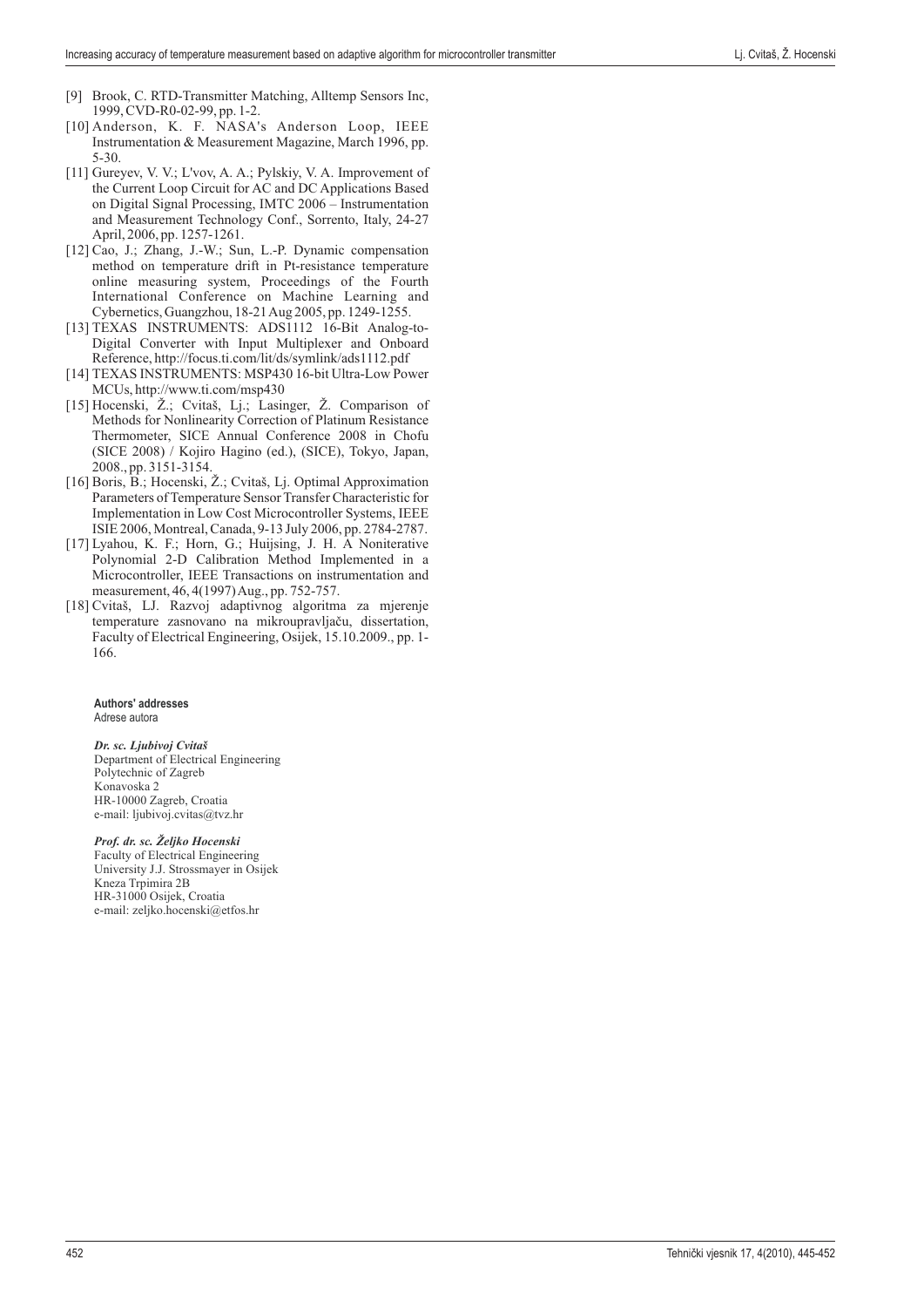[9] Brook, C. RTD-Transmitter Matching, Alltemp Sensors Inc, 1999, CVD-R0-02-99, pp. 1-2.

[10] Anderson, K. F. NASA's Anderson Loop, IEEE Instrumentation & Measurement Magazine, March 1996, pp. 5-30.

[11] Gureyev, V. V.; L'vov, A. A.; Pylskiy, V. A. Improvement of the Current Loop Circuit for AC and DC Applications Based on Digital Signal Processing, IMTC 2006 – Instrumentation and Measurement Technology Conf., Sorrento, Italy, 24-27 April, 2006, pp. 1257-1261.

[12] Cao, J.; Zhang, J.-W.; Sun, L.-P. Dynamic compensation method on temperature drift in Pt-resistance temperature online measuring system, Proceedings of the Fourth International Conference on Machine Learning and Cybernetics, Guangzhou, 18-21 Aug 2005, pp. 1249-1255.

[13] TEXAS INSTRUMENTS: ADS1112 16-Bit Analog-to-Digital Converter with Input Multiplexer and Onboard Reference, http://focus.ti.com/lit/ds/symlink/ads1112.pdf

[14] TEXAS INSTRUMENTS: MSP430 16-bit Ultra-Low Power MCUs, http://www.ti.com/msp430

[15] Hocenski, Ž.; Cvitaš, Lj.; Lasinger, Ž. Comparison of Methods for Nonlinearity Correction of Platinum Resistance Thermometer, SICE Annual Conference 2008 in Chofu (SICE 2008) / Kojiro Hagino (ed.), (SICE), Tokyo, Japan, 2008., pp. 3151-3154.

[16] Boris, B.; Hocenski, Ž.; Cvitaš, Lj. Optimal Approximation Parameters of Temperature Sensor Transfer Characteristic for Implementation in Low Cost Microcontroller Systems, IEEE ISIE 2006, Montreal, Canada, 9-13 July 2006, pp. 2784-2787.

[17] Lyahou, K. F.; Horn, G.; Huijsing, J. H. A Noniterative Polynomial 2-D Calibration Method Implemented in a Microcontroller, IEEE Transactions on instrumentation and measurement, 46, 4(1997) Aug., pp. 752-757.

[18] Cvitaš, LJ. Razvoj adaptivnog algoritma za mjerenje temperature zasnovano na mikroupravljaču, dissertation, Faculty of Electrical Engineering, Osijek, 15.10.2009., pp. 1-166.

**Authors' addresses**
Adrese autora

***Dr. sc. Ljubivoj Cvitaš***
Department of Electrical Engineering
Polytechnic of Zagreb
Konavoska 2
HR-10000 Zagreb, Croatia
e-mail: ljubivoj.cvitas@tvz.hr

***Prof. dr. sc. Željko Hocenski***
Faculty of Electrical Engineering
University J.J. Strossmayer in Osijek
Kneza Trpimira 2B
HR-31000 Osijek, Croatia
e-mail: zeljko.hocenski@etfos.hr